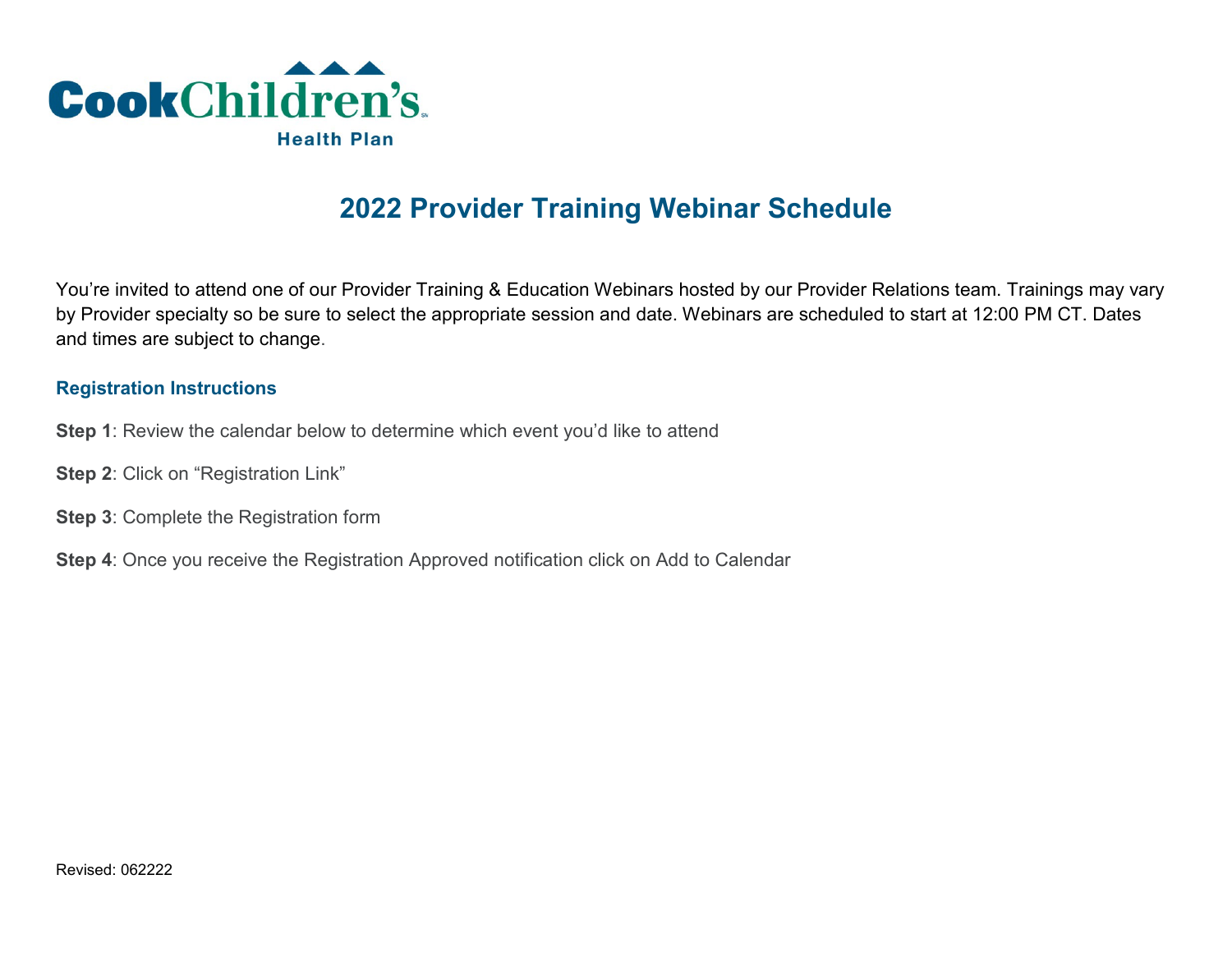Cook Children's Health Plan

# 2022 Provider Training Webinar Schedule

You're invited to attend one of our Provider Training & Education Webinars hosted by our Provider Relations team. Trainings may vary by Provider specialty so be sure to select the appropriate session and date. Webinars are scheduled to start at 12:00 PM CT. Dates and times are subject to change.

### Registration Instructions

**Step 1**: Review the calendar below to determine which event you'd like to attend

**Step 2**: Click on "Registration Link"

**Step 3**: Complete the Registration form

**Step 4**: Once you receive the Registration Approved notification click on Add to Calendar

Revised: 062222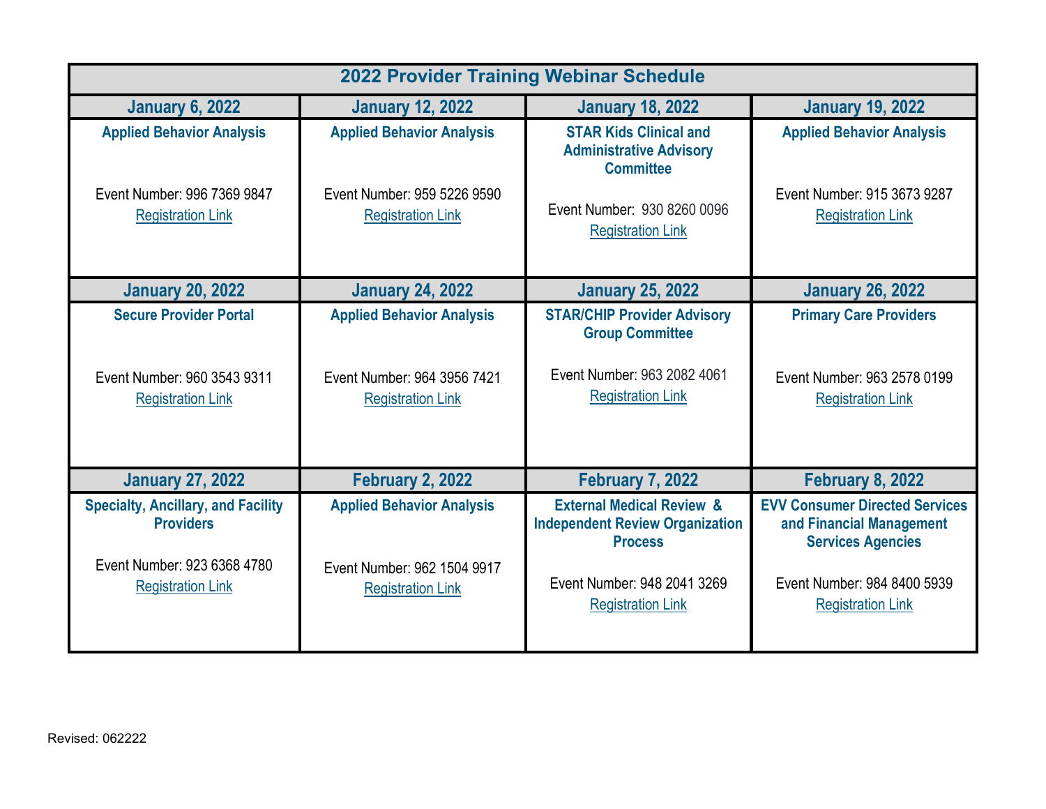# 2022 Provider Training Webinar Schedule

| January 6, 2022 | January 12, 2022 | January 18, 2022 | January 19, 2022 |
|---|---|---|---|
| **Applied Behavior Analysis**<br><br>Event Number: 996 7369 9847<br>Registration Link | **Applied Behavior Analysis**<br><br>Event Number: 959 5226 9590<br>Registration Link | **STAR Kids Clinical and Administrative Advisory Committee**<br><br>Event Number: 930 8260 0096<br>Registration Link | **Applied Behavior Analysis**<br><br>Event Number: 915 3673 9287<br>Registration Link |
| **January 20, 2022** | **January 24, 2022** | **January 25, 2022** | **January 26, 2022** |
| **Secure Provider Portal**<br><br>Event Number: 960 3543 9311<br>Registration Link | **Applied Behavior Analysis**<br><br>Event Number: 964 3956 7421<br>Registration Link | **STAR/CHIP Provider Advisory Group Committee**<br><br>Event Number: 963 2082 4061<br>Registration Link | **Primary Care Providers**<br><br>Event Number: 963 2578 0199<br>Registration Link |
| **January 27, 2022** | **February 2, 2022** | **February 7, 2022** | **February 8, 2022** |
| **Specialty, Ancillary, and Facility Providers**<br><br>Event Number: 923 6368 4780<br>Registration Link | **Applied Behavior Analysis**<br><br>Event Number: 962 1504 9917<br>Registration Link | **External Medical Review & Independent Review Organization Process**<br><br>Event Number: 948 2041 3269<br>Registration Link | **EVV Consumer Directed Services and Financial Management Services Agencies**<br><br>Event Number: 984 8400 5939<br>Registration Link |

Revised: 062222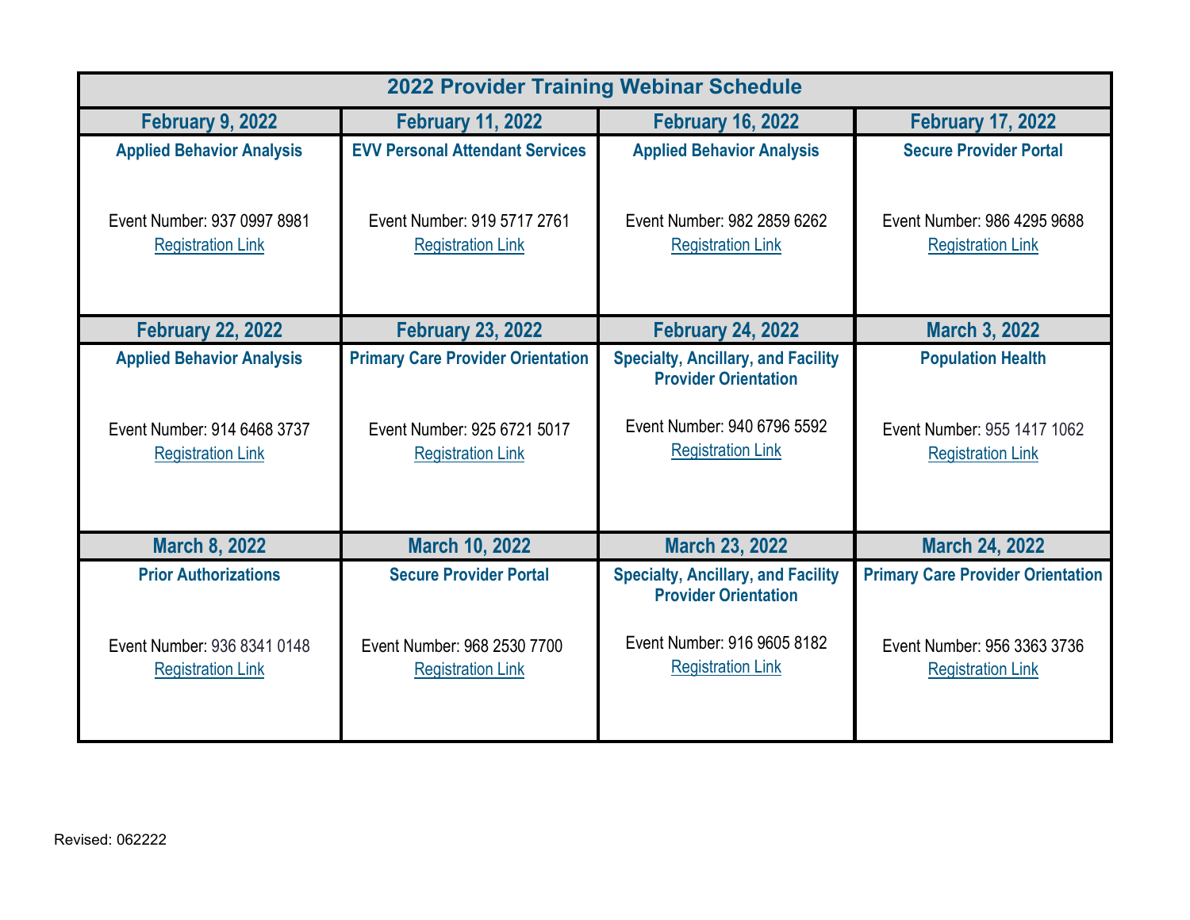| 2022 Provider Training Webinar Schedule | | | |
|---|---|---|---|
| **February 9, 2022** | **February 11, 2022** | **February 16, 2022** | **February 17, 2022** |
| **Applied Behavior Analysis**<br><br>Event Number: 937 0997 8981<br>Registration Link | **EVV Personal Attendant Services**<br><br>Event Number: 919 5717 2761<br>Registration Link | **Applied Behavior Analysis**<br><br>Event Number: 982 2859 6262<br>Registration Link | **Secure Provider Portal**<br><br>Event Number: 986 4295 9688<br>Registration Link |
| **February 22, 2022** | **February 23, 2022** | **February 24, 2022** | **March 3, 2022** |
| **Applied Behavior Analysis**<br><br>Event Number: 914 6468 3737<br>Registration Link | **Primary Care Provider Orientation**<br><br>Event Number: 925 6721 5017<br>Registration Link | **Specialty, Ancillary, and Facility Provider Orientation**<br><br>Event Number: 940 6796 5592<br>Registration Link | **Population Health**<br><br>Event Number: 955 1417 1062<br>Registration Link |
| **March 8, 2022** | **March 10, 2022** | **March 23, 2022** | **March 24, 2022** |
| **Prior Authorizations**<br><br>Event Number: 936 8341 0148<br>Registration Link | **Secure Provider Portal**<br><br>Event Number: 968 2530 7700<br>Registration Link | **Specialty, Ancillary, and Facility Provider Orientation**<br><br>Event Number: 916 9605 8182<br>Registration Link | **Primary Care Provider Orientation**<br><br>Event Number: 956 3363 3736<br>Registration Link |

Revised: 062222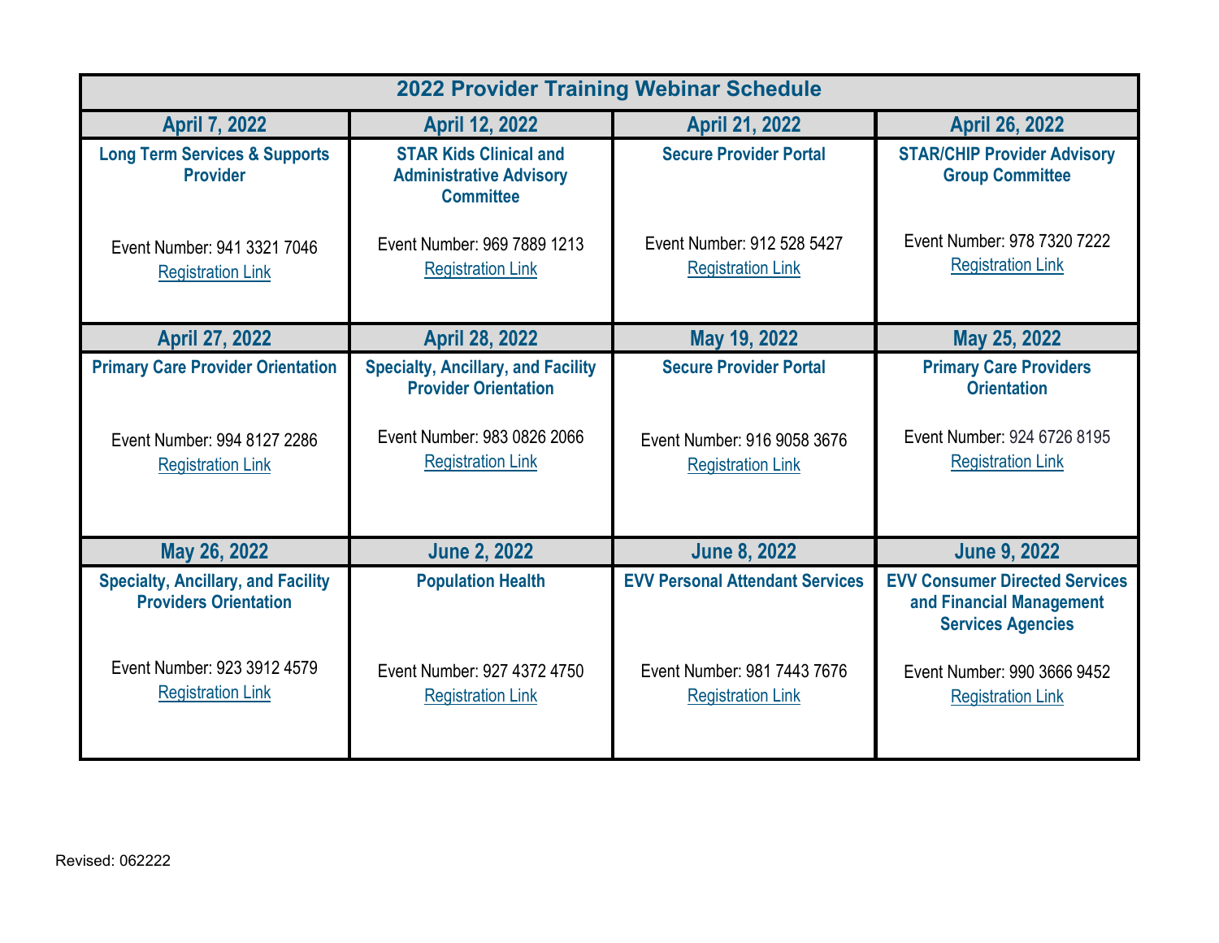| 2022 Provider Training Webinar Schedule | | | |
|---|---|---|---|
| **April 7, 2022** | **April 12, 2022** | **April 21, 2022** | **April 26, 2022** |
| **Long Term Services & Supports Provider**<br><br>Event Number: 941 3321 7046<br>Registration Link | **STAR Kids Clinical and Administrative Advisory Committee**<br><br>Event Number: 969 7889 1213<br>Registration Link | **Secure Provider Portal**<br><br>Event Number: 912 528 5427<br>Registration Link | **STAR/CHIP Provider Advisory Group Committee**<br><br>Event Number: 978 7320 7222<br>Registration Link |
| **April 27, 2022** | **April 28, 2022** | **May 19, 2022** | **May 25, 2022** |
| **Primary Care Provider Orientation**<br><br>Event Number: 994 8127 2286<br>Registration Link | **Specialty, Ancillary, and Facility Provider Orientation**<br><br>Event Number: 983 0826 2066<br>Registration Link | **Secure Provider Portal**<br><br>Event Number: 916 9058 3676<br>Registration Link | **Primary Care Providers Orientation**<br><br>Event Number: 924 6726 8195<br>Registration Link |
| **May 26, 2022** | **June 2, 2022** | **June 8, 2022** | **June 9, 2022** |
| **Specialty, Ancillary, and Facility Providers Orientation**<br><br>Event Number: 923 3912 4579<br>Registration Link | **Population Health**<br><br>Event Number: 927 4372 4750<br>Registration Link | **EVV Personal Attendant Services**<br><br>Event Number: 981 7443 7676<br>Registration Link | **EVV Consumer Directed Services and Financial Management Services Agencies**<br><br>Event Number: 990 3666 9452<br>Registration Link |

Revised: 062222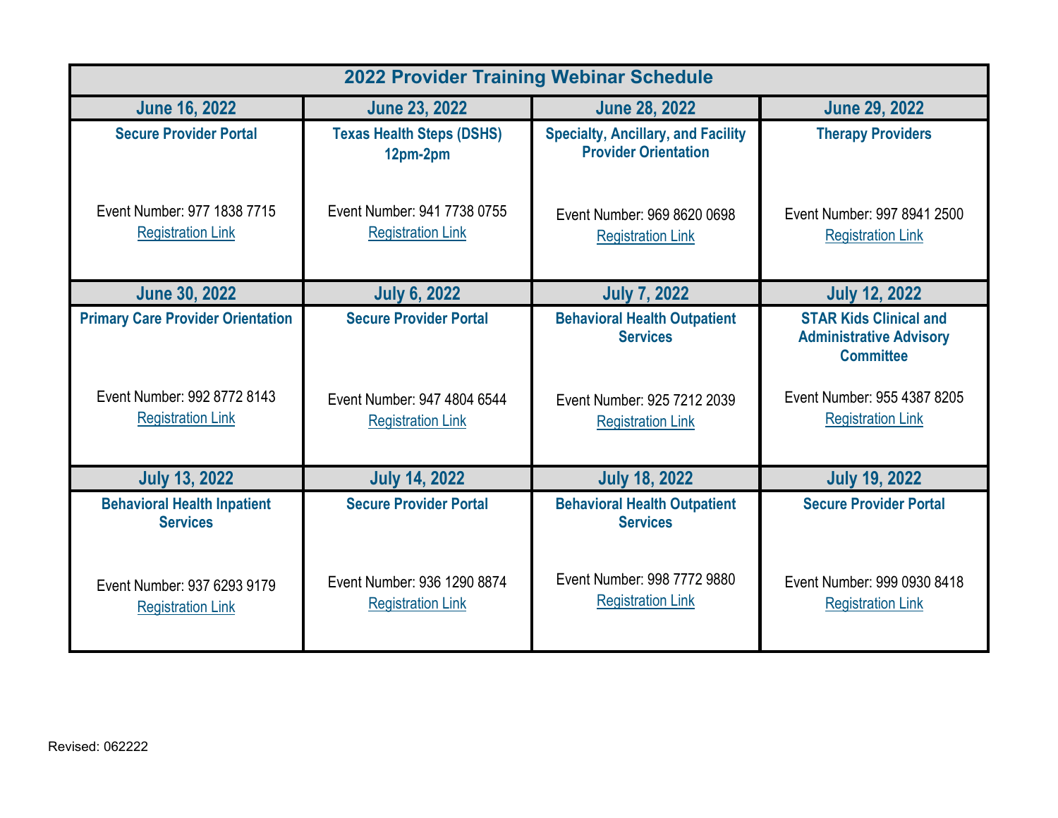# 2022 Provider Training Webinar Schedule

| June 16, 2022 | June 23, 2022 | June 28, 2022 | June 29, 2022 |
|---|---|---|---|
| **Secure Provider Portal**<br><br>Event Number: 977 1838 7715<br>Registration Link | **Texas Health Steps (DSHS) 12pm-2pm**<br><br>Event Number: 941 7738 0755<br>Registration Link | **Specialty, Ancillary, and Facility Provider Orientation**<br><br>Event Number: 969 8620 0698<br>Registration Link | **Therapy Providers**<br><br>Event Number: 997 8941 2500<br>Registration Link |
| **June 30, 2022** | **July 6, 2022** | **July 7, 2022** | **July 12, 2022** |
| **Primary Care Provider Orientation**<br><br>Event Number: 992 8772 8143<br>Registration Link | **Secure Provider Portal**<br><br>Event Number: 947 4804 6544<br>Registration Link | **Behavioral Health Outpatient Services**<br><br>Event Number: 925 7212 2039<br>Registration Link | **STAR Kids Clinical and Administrative Advisory Committee**<br><br>Event Number: 955 4387 8205<br>Registration Link |
| **July 13, 2022** | **July 14, 2022** | **July 18, 2022** | **July 19, 2022** |
| **Behavioral Health Inpatient Services**<br><br>Event Number: 937 6293 9179<br>Registration Link | **Secure Provider Portal**<br><br>Event Number: 936 1290 8874<br>Registration Link | **Behavioral Health Outpatient Services**<br><br>Event Number: 998 7772 9880<br>Registration Link | **Secure Provider Portal**<br><br>Event Number: 999 0930 8418<br>Registration Link |

Revised: 062222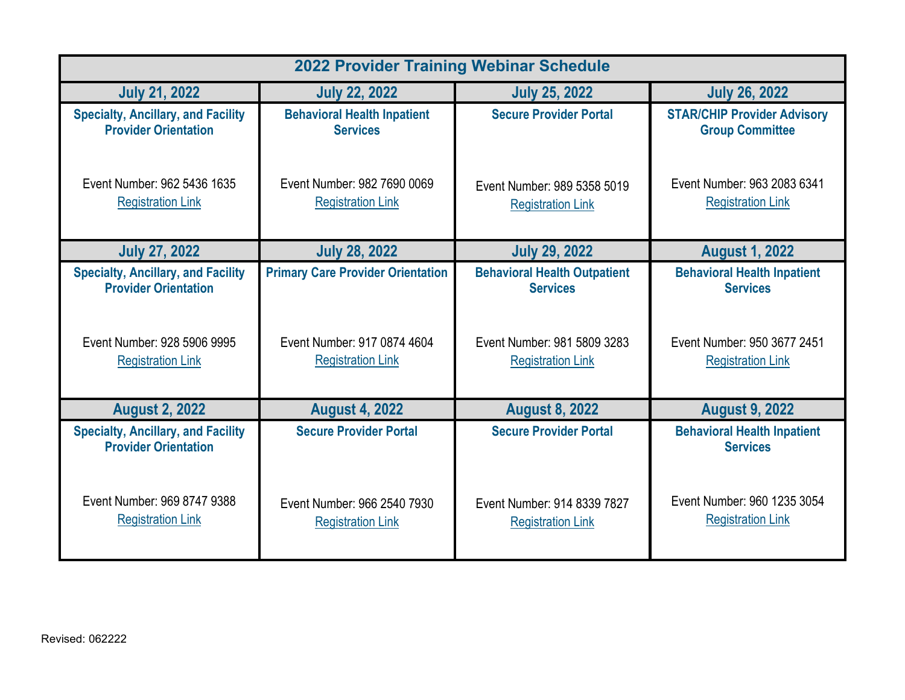# 2022 Provider Training Webinar Schedule

| July 21, 2022 | July 22, 2022 | July 25, 2022 | July 26, 2022 |
|---|---|---|---|
| **Specialty, Ancillary, and Facility Provider Orientation**<br><br>Event Number: 962 5436 1635<br>Registration Link | **Behavioral Health Inpatient Services**<br><br>Event Number: 982 7690 0069<br>Registration Link | **Secure Provider Portal**<br><br>Event Number: 989 5358 5019<br>Registration Link | **STAR/CHIP Provider Advisory Group Committee**<br><br>Event Number: 963 2083 6341<br>Registration Link |
| **July 27, 2022** | **July 28, 2022** | **July 29, 2022** | **August 1, 2022** |
| **Specialty, Ancillary, and Facility Provider Orientation**<br><br>Event Number: 928 5906 9995<br>Registration Link | **Primary Care Provider Orientation**<br><br>Event Number: 917 0874 4604<br>Registration Link | **Behavioral Health Outpatient Services**<br><br>Event Number: 981 5809 3283<br>Registration Link | **Behavioral Health Inpatient Services**<br><br>Event Number: 950 3677 2451<br>Registration Link |
| **August 2, 2022** | **August 4, 2022** | **August 8, 2022** | **August 9, 2022** |
| **Specialty, Ancillary, and Facility Provider Orientation**<br><br>Event Number: 969 8747 9388<br>Registration Link | **Secure Provider Portal**<br><br>Event Number: 966 2540 7930<br>Registration Link | **Secure Provider Portal**<br><br>Event Number: 914 8339 7827<br>Registration Link | **Behavioral Health Inpatient Services**<br><br>Event Number: 960 1235 3054<br>Registration Link |

Revised: 062222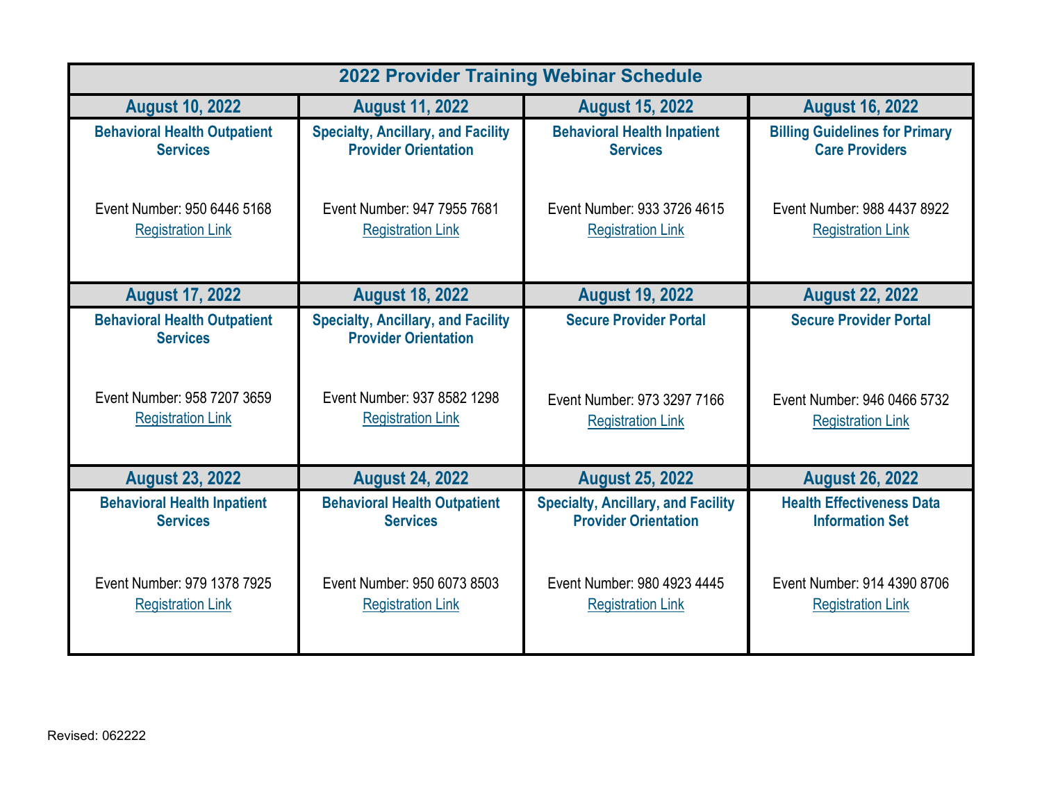# 2022 Provider Training Webinar Schedule

| August 10, 2022 | August 11, 2022 | August 15, 2022 | August 16, 2022 |
|---|---|---|---|
| **Behavioral Health Outpatient Services**<br><br>Event Number: 950 6446 5168<br>Registration Link | **Specialty, Ancillary, and Facility Provider Orientation**<br><br>Event Number: 947 7955 7681<br>Registration Link | **Behavioral Health Inpatient Services**<br><br>Event Number: 933 3726 4615<br>Registration Link | **Billing Guidelines for Primary Care Providers**<br><br>Event Number: 988 4437 8922<br>Registration Link |
| **August 17, 2022** | **August 18, 2022** | **August 19, 2022** | **August 22, 2022** |
| **Behavioral Health Outpatient Services**<br><br>Event Number: 958 7207 3659<br>Registration Link | **Specialty, Ancillary, and Facility Provider Orientation**<br><br>Event Number: 937 8582 1298<br>Registration Link | **Secure Provider Portal**<br><br>Event Number: 973 3297 7166<br>Registration Link | **Secure Provider Portal**<br><br>Event Number: 946 0466 5732<br>Registration Link |
| **August 23, 2022** | **August 24, 2022** | **August 25, 2022** | **August 26, 2022** |
| **Behavioral Health Inpatient Services**<br><br>Event Number: 979 1378 7925<br>Registration Link | **Behavioral Health Outpatient Services**<br><br>Event Number: 950 6073 8503<br>Registration Link | **Specialty, Ancillary, and Facility Provider Orientation**<br><br>Event Number: 980 4923 4445<br>Registration Link | **Health Effectiveness Data Information Set**<br><br>Event Number: 914 4390 8706<br>Registration Link |

Revised: 062222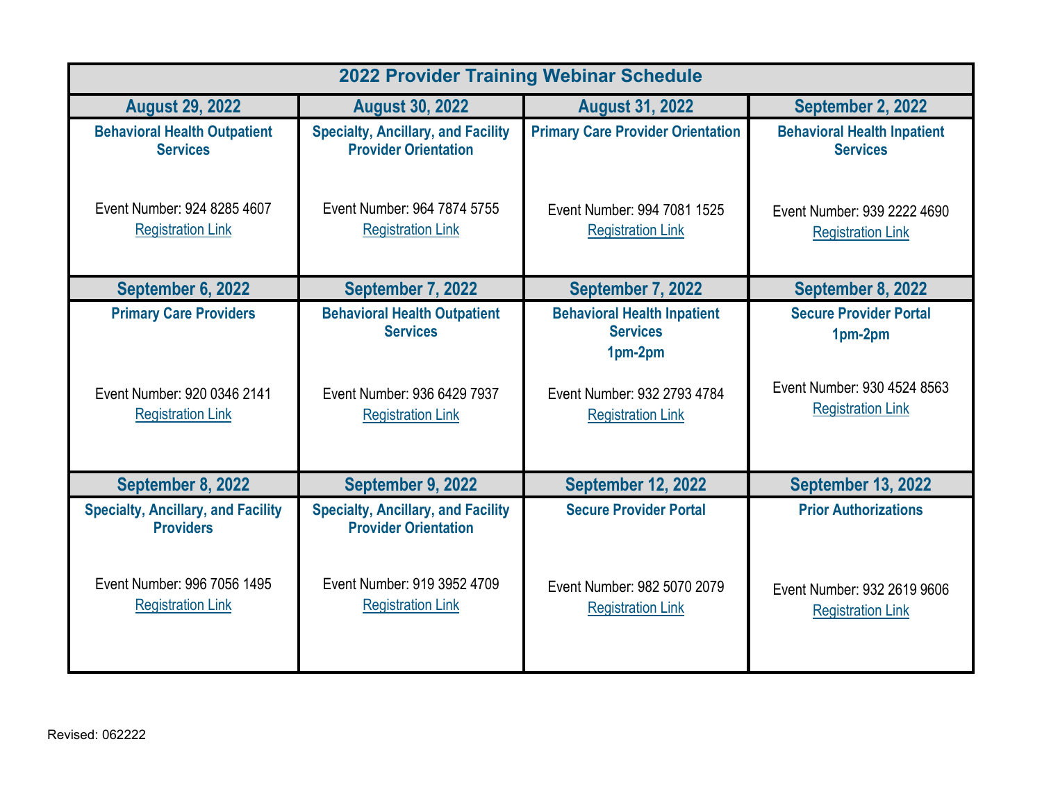| 2022 Provider Training Webinar Schedule | | | |
|---|---|---|---|
| **August 29, 2022** | **August 30, 2022** | **August 31, 2022** | **September 2, 2022** |
| **Behavioral Health Outpatient Services**<br><br>Event Number: 924 8285 4607<br>Registration Link | **Specialty, Ancillary, and Facility Provider Orientation**<br><br>Event Number: 964 7874 5755<br>Registration Link | **Primary Care Provider Orientation**<br><br>Event Number: 994 7081 1525<br>Registration Link | **Behavioral Health Inpatient Services**<br><br>Event Number: 939 2222 4690<br>Registration Link |
| **September 6, 2022** | **September 7, 2022** | **September 7, 2022** | **September 8, 2022** |
| **Primary Care Providers**<br><br>Event Number: 920 0346 2141<br>Registration Link | **Behavioral Health Outpatient Services**<br><br>Event Number: 936 6429 7937<br>Registration Link | **Behavioral Health Inpatient Services**<br>**1pm-2pm**<br><br>Event Number: 932 2793 4784<br>Registration Link | **Secure Provider Portal**<br>**1pm-2pm**<br><br>Event Number: 930 4524 8563<br>Registration Link |
| **September 8, 2022** | **September 9, 2022** | **September 12, 2022** | **September 13, 2022** |
| **Specialty, Ancillary, and Facility Providers**<br><br>Event Number: 996 7056 1495<br>Registration Link | **Specialty, Ancillary, and Facility Provider Orientation**<br><br>Event Number: 919 3952 4709<br>Registration Link | **Secure Provider Portal**<br><br>Event Number: 982 5070 2079<br>Registration Link | **Prior Authorizations**<br><br>Event Number: 932 2619 9606<br>Registration Link |

Revised: 062222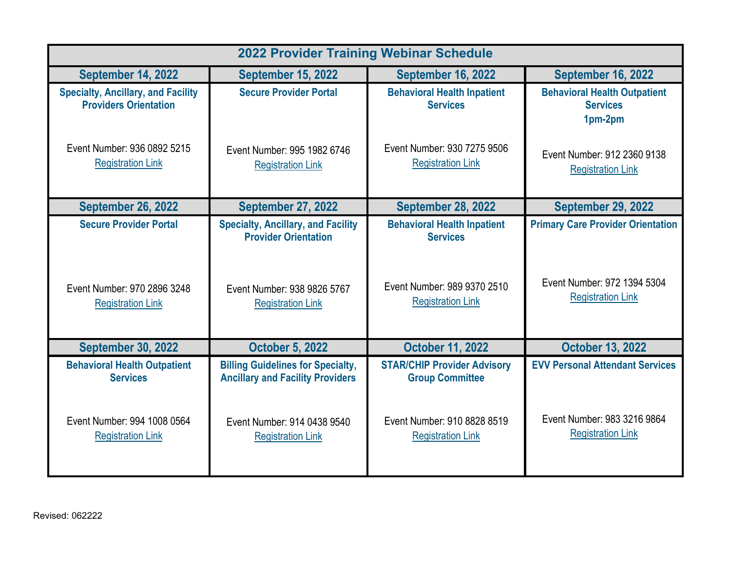# 2022 Provider Training Webinar Schedule

| September 14, 2022 | September 15, 2022 | September 16, 2022 | September 16, 2022 |
|---|---|---|---|
| **Specialty, Ancillary, and Facility Providers Orientation**<br><br>Event Number: 936 0892 5215<br>Registration Link | **Secure Provider Portal**<br><br>Event Number: 995 1982 6746<br>Registration Link | **Behavioral Health Inpatient Services**<br><br>Event Number: 930 7275 9506<br>Registration Link | **Behavioral Health Outpatient Services**<br>**1pm-2pm**<br><br>Event Number: 912 2360 9138<br>Registration Link |
| **September 26, 2022** | **September 27, 2022** | **September 28, 2022** | **September 29, 2022** |
| **Secure Provider Portal**<br><br>Event Number: 970 2896 3248<br>Registration Link | **Specialty, Ancillary, and Facility Provider Orientation**<br><br>Event Number: 938 9826 5767<br>Registration Link | **Behavioral Health Inpatient Services**<br><br>Event Number: 989 9370 2510<br>Registration Link | **Primary Care Provider Orientation**<br><br>Event Number: 972 1394 5304<br>Registration Link |
| **September 30, 2022** | **October 5, 2022** | **October 11, 2022** | **October 13, 2022** |
| **Behavioral Health Outpatient Services**<br><br>Event Number: 994 1008 0564<br>Registration Link | **Billing Guidelines for Specialty, Ancillary and Facility Providers**<br><br>Event Number: 914 0438 9540<br>Registration Link | **STAR/CHIP Provider Advisory Group Committee**<br><br>Event Number: 910 8828 8519<br>Registration Link | **EVV Personal Attendant Services**<br><br>Event Number: 983 3216 9864<br>Registration Link |

Revised: 062222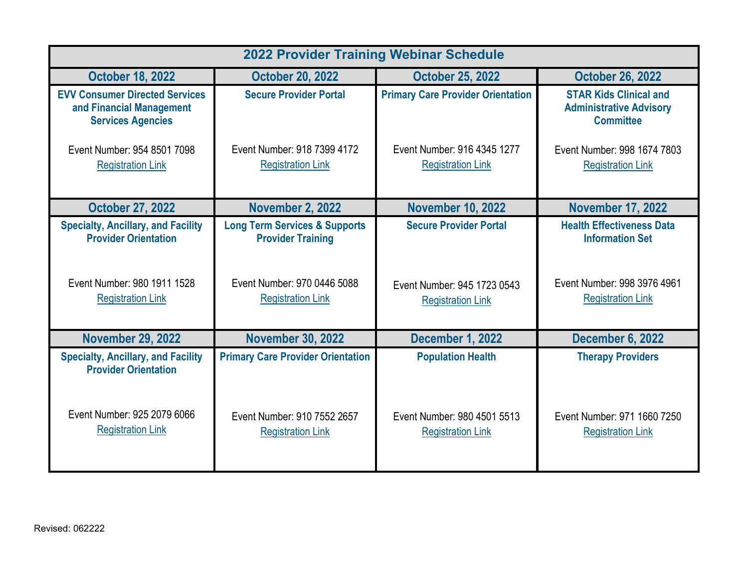| 2022 Provider Training Webinar Schedule | | | |
|---|---|---|---|
| **October 18, 2022** | **October 20, 2022** | **October 25, 2022** | **October 26, 2022** |
| **EVV Consumer Directed Services and Financial Management Services Agencies**<br><br>Event Number: 954 8501 7098<br>Registration Link | **Secure Provider Portal**<br><br>Event Number: 918 7399 4172<br>Registration Link | **Primary Care Provider Orientation**<br><br>Event Number: 916 4345 1277<br>Registration Link | **STAR Kids Clinical and Administrative Advisory Committee**<br><br>Event Number: 998 1674 7803<br>Registration Link |
| **October 27, 2022** | **November 2, 2022** | **November 10, 2022** | **November 17, 2022** |
| **Specialty, Ancillary, and Facility Provider Orientation**<br><br>Event Number: 980 1911 1528<br>Registration Link | **Long Term Services & Supports Provider Training**<br><br>Event Number: 970 0446 5088<br>Registration Link | **Secure Provider Portal**<br><br>Event Number: 945 1723 0543<br>Registration Link | **Health Effectiveness Data Information Set**<br><br>Event Number: 998 3976 4961<br>Registration Link |
| **November 29, 2022** | **November 30, 2022** | **December 1, 2022** | **December 6, 2022** |
| **Specialty, Ancillary, and Facility Provider Orientation**<br><br>Event Number: 925 2079 6066<br>Registration Link | **Primary Care Provider Orientation**<br><br>Event Number: 910 7552 2657<br>Registration Link | **Population Health**<br><br>Event Number: 980 4501 5513<br>Registration Link | **Therapy Providers**<br><br>Event Number: 971 1660 7250<br>Registration Link |

Revised: 062222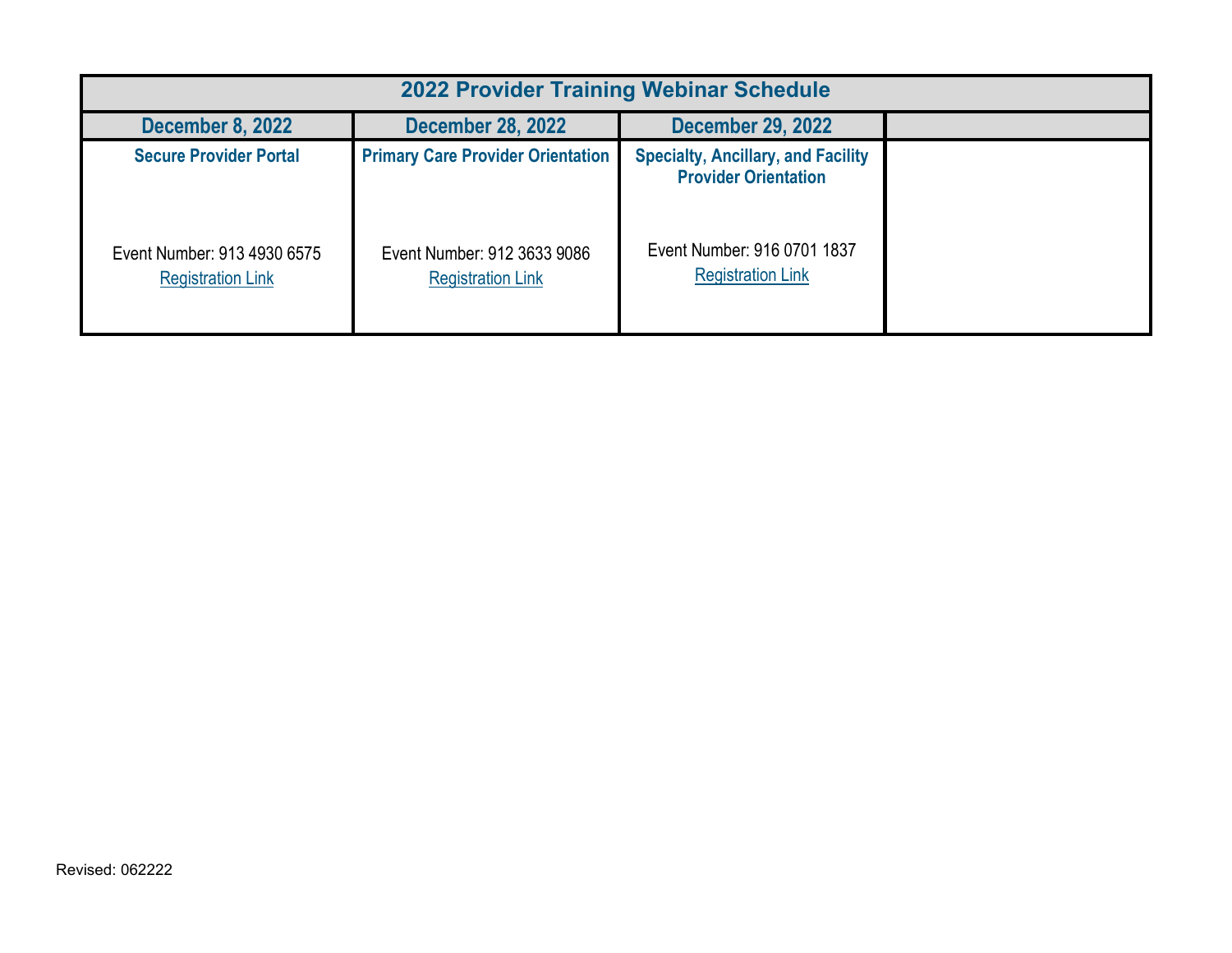| 2022 Provider Training Webinar Schedule | | | |
|---|---|---|---|
| **December 8, 2022** | **December 28, 2022** | **December 29, 2022** | |
| **Secure Provider Portal**<br><br>Event Number: 913 4930 6575<br>Registration Link | **Primary Care Provider Orientation**<br><br>Event Number: 912 3633 9086<br>Registration Link | **Specialty, Ancillary, and Facility Provider Orientation**<br><br>Event Number: 916 0701 1837<br>Registration Link | |

Revised: 062222